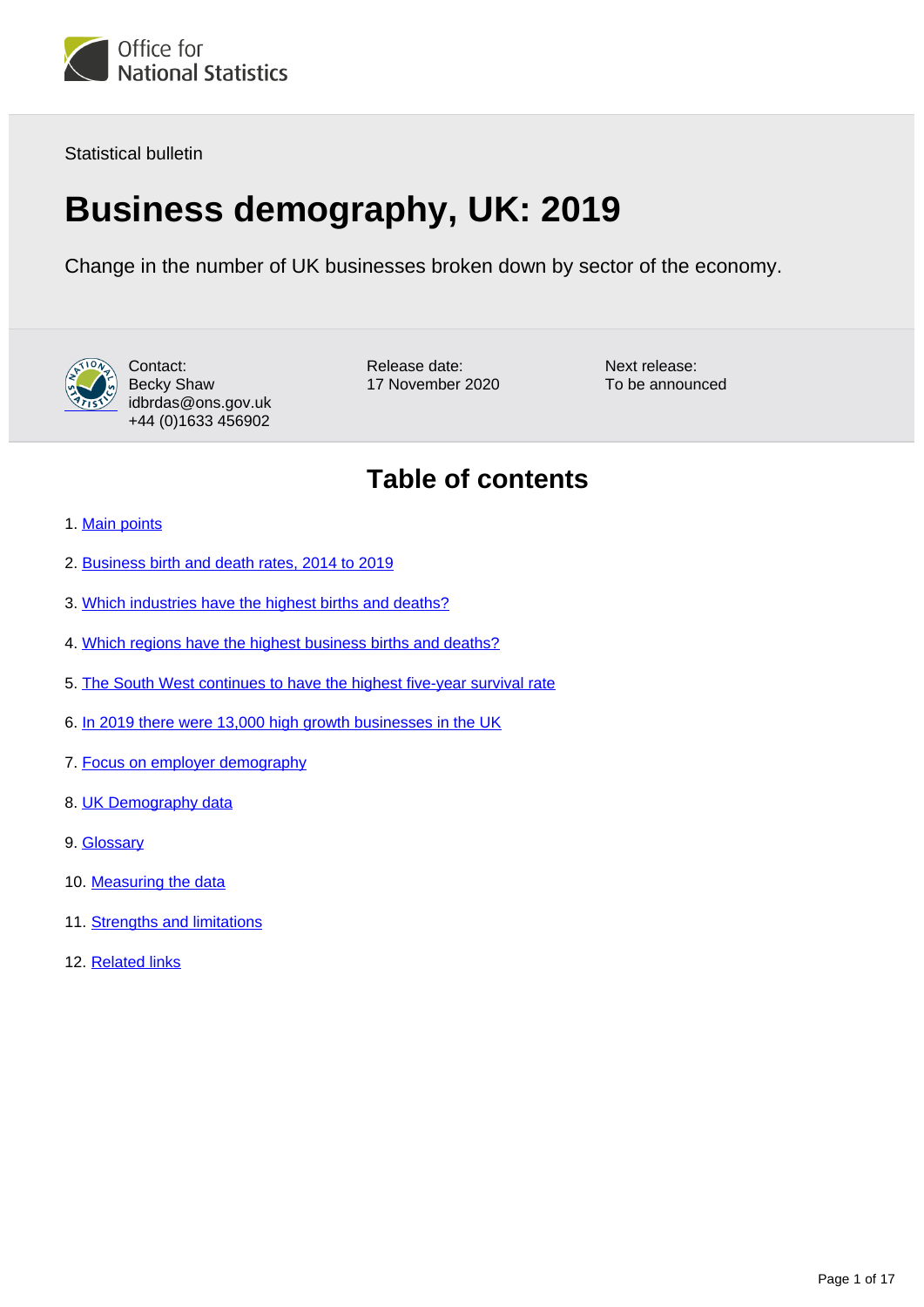Office for National Statistics

Statistical bulletin

# Business demography, UK: 2019

Change in the number of UK businesses broken down by sector of the economy.

Contact:
Becky Shaw
idbrdas@ons.gov.uk
+44 (0)1633 456902

Release date:
17 November 2020

Next release:
To be announced

## Table of contents

1. Main points
2. Business birth and death rates, 2014 to 2019
3. Which industries have the highest births and deaths?
4. Which regions have the highest business births and deaths?
5. The South West continues to have the highest five-year survival rate
6. In 2019 there were 13,000 high growth businesses in the UK
7. Focus on employer demography
8. UK Demography data
9. Glossary
10. Measuring the data
11. Strengths and limitations
12. Related links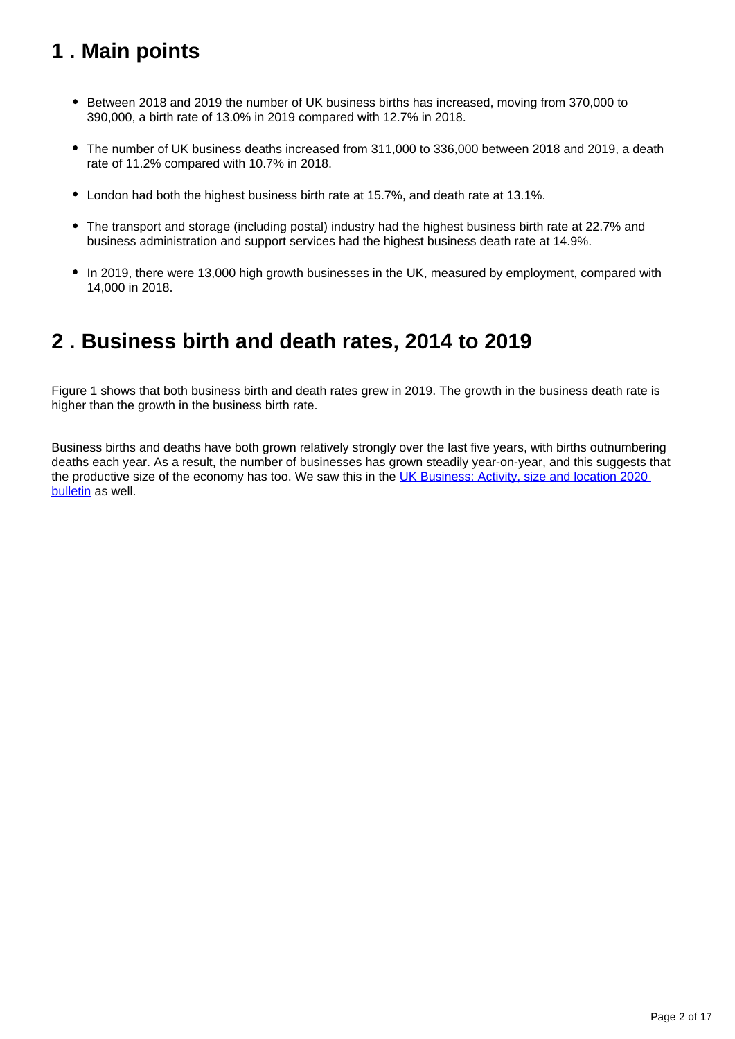## 1 . Main points

- Between 2018 and 2019 the number of UK business births has increased, moving from 370,000 to 390,000, a birth rate of 13.0% in 2019 compared with 12.7% in 2018.
- The number of UK business deaths increased from 311,000 to 336,000 between 2018 and 2019, a death rate of 11.2% compared with 10.7% in 2018.
- London had both the highest business birth rate at 15.7%, and death rate at 13.1%.
- The transport and storage (including postal) industry had the highest business birth rate at 22.7% and business administration and support services had the highest business death rate at 14.9%.
- In 2019, there were 13,000 high growth businesses in the UK, measured by employment, compared with 14,000 in 2018.

## 2 . Business birth and death rates, 2014 to 2019

Figure 1 shows that both business birth and death rates grew in 2019. The growth in the business death rate is higher than the growth in the business birth rate.

Business births and deaths have both grown relatively strongly over the last five years, with births outnumbering deaths each year. As a result, the number of businesses has grown steadily year-on-year, and this suggests that the productive size of the economy has too. We saw this in the UK Business: Activity, size and location 2020 bulletin as well.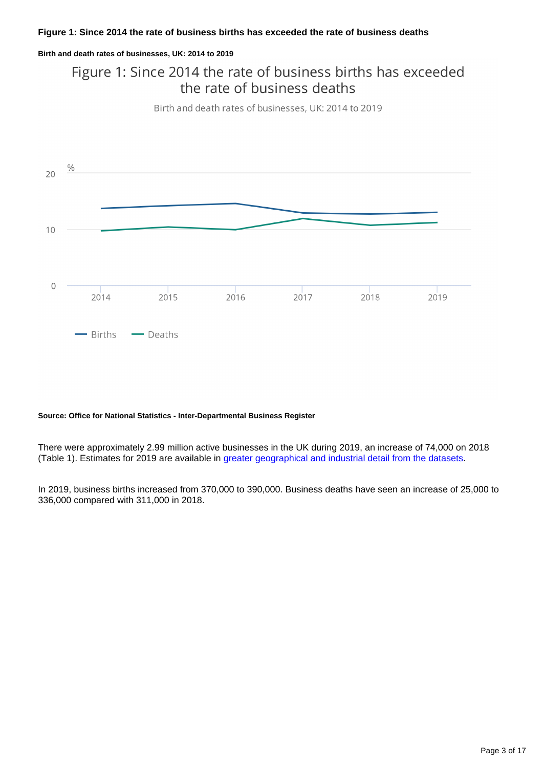**Figure 1: Since 2014 the rate of business births has exceeded the rate of business deaths**

**Birth and death rates of businesses, UK: 2014 to 2019**

**Source: Office for National Statistics - Inter-Departmental Business Register**

There were approximately 2.99 million active businesses in the UK during 2019, an increase of 74,000 on 2018 (Table 1). Estimates for 2019 are available in [greater geographical and industrial detail from the datasets](greater geographical and industrial detail from the datasets).

In 2019, business births increased from 370,000 to 390,000. Business deaths have seen an increase of 25,000 to 336,000 compared with 311,000 in 2018.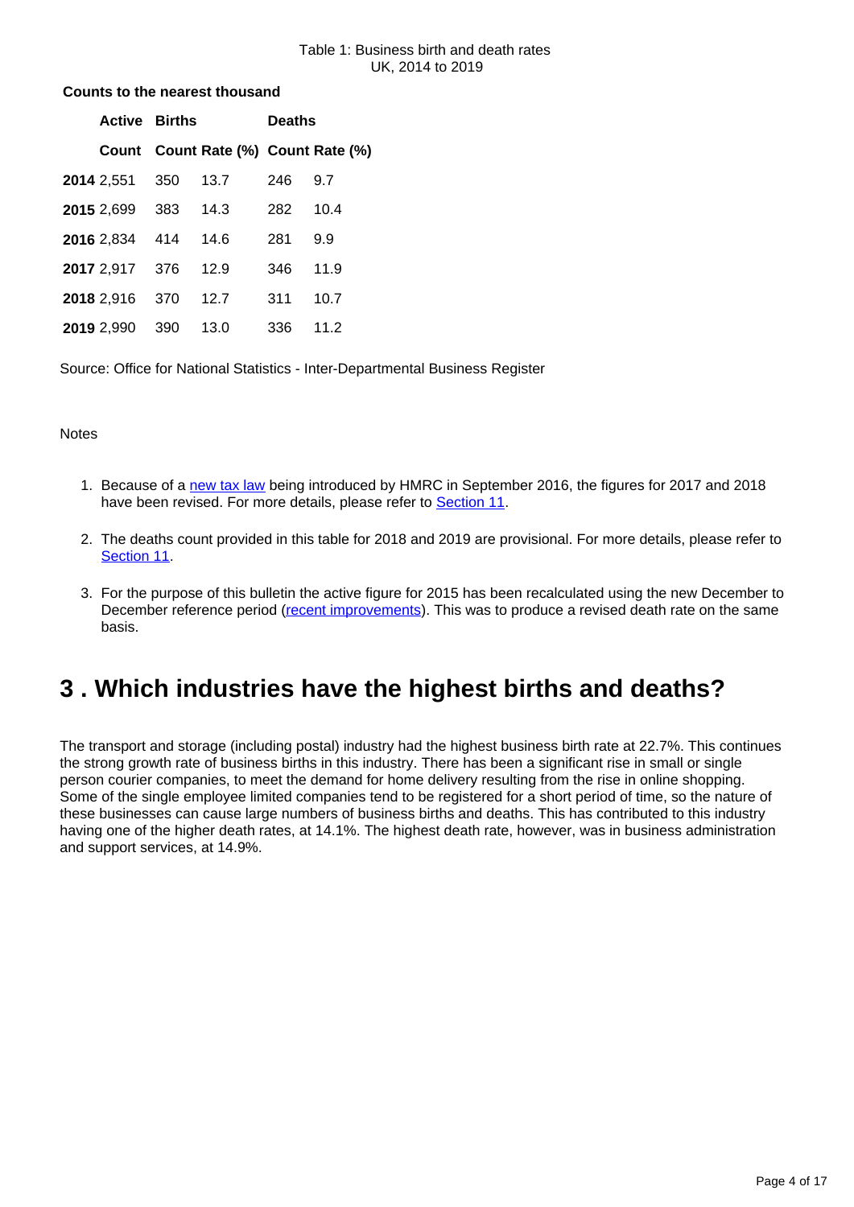Table 1: Business birth and death rates
UK, 2014 to 2019

**Counts to the nearest thousand**

| | Active | Births | | Deaths | |
|---|---|---|---|---|---|
| | Count | Count | Rate (%) | Count | Rate (%) |
| **2014** | 2,551 | 350 | 13.7 | 246 | 9.7 |
| **2015** | 2,699 | 383 | 14.3 | 282 | 10.4 |
| **2016** | 2,834 | 414 | 14.6 | 281 | 9.9 |
| **2017** | 2,917 | 376 | 12.9 | 346 | 11.9 |
| **2018** | 2,916 | 370 | 12.7 | 311 | 10.7 |
| **2019** | 2,990 | 390 | 13.0 | 336 | 11.2 |

Source: Office for National Statistics - Inter-Departmental Business Register

Notes

1. Because of a new tax law being introduced by HMRC in September 2016, the figures for 2017 and 2018 have been revised. For more details, please refer to Section 11.
2. The deaths count provided in this table for 2018 and 2019 are provisional. For more details, please refer to Section 11.
3. For the purpose of this bulletin the active figure for 2015 has been recalculated using the new December to December reference period (recent improvements). This was to produce a revised death rate on the same basis.

## 3 . Which industries have the highest births and deaths?

The transport and storage (including postal) industry had the highest business birth rate at 22.7%. This continues the strong growth rate of business births in this industry. There has been a significant rise in small or single person courier companies, to meet the demand for home delivery resulting from the rise in online shopping. Some of the single employee limited companies tend to be registered for a short period of time, so the nature of these businesses can cause large numbers of business births and deaths. This has contributed to this industry having one of the higher death rates, at 14.1%. The highest death rate, however, was in business administration and support services, at 14.9%.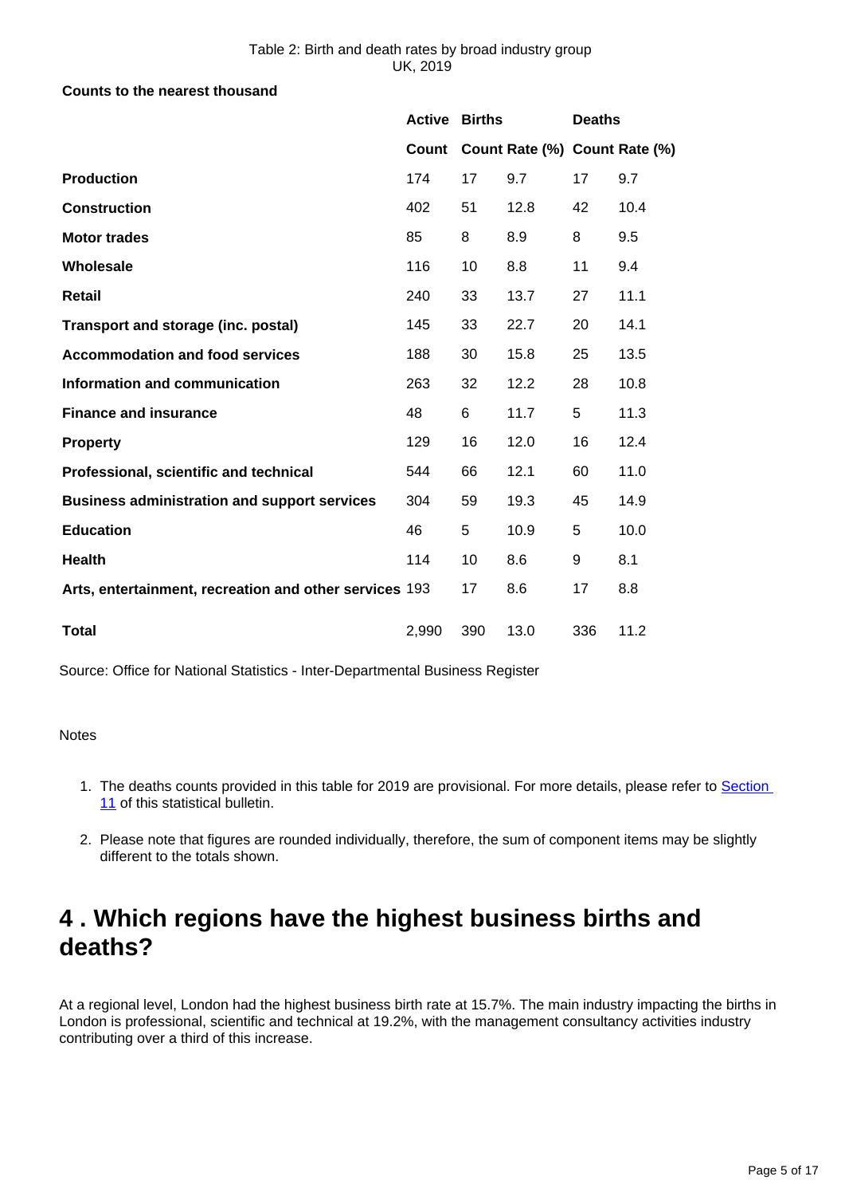Table 2: Birth and death rates by broad industry group
UK, 2019

**Counts to the nearest thousand**

| | Active | Births | | Deaths | |
|---|---|---|---|---|---|
| | Count | Count | Rate (%) | Count | Rate (%) |
| **Production** | 174 | 17 | 9.7 | 17 | 9.7 |
| **Construction** | 402 | 51 | 12.8 | 42 | 10.4 |
| **Motor trades** | 85 | 8 | 8.9 | 8 | 9.5 |
| **Wholesale** | 116 | 10 | 8.8 | 11 | 9.4 |
| **Retail** | 240 | 33 | 13.7 | 27 | 11.1 |
| **Transport and storage (inc. postal)** | 145 | 33 | 22.7 | 20 | 14.1 |
| **Accommodation and food services** | 188 | 30 | 15.8 | 25 | 13.5 |
| **Information and communication** | 263 | 32 | 12.2 | 28 | 10.8 |
| **Finance and insurance** | 48 | 6 | 11.7 | 5 | 11.3 |
| **Property** | 129 | 16 | 12.0 | 16 | 12.4 |
| **Professional, scientific and technical** | 544 | 66 | 12.1 | 60 | 11.0 |
| **Business administration and support services** | 304 | 59 | 19.3 | 45 | 14.9 |
| **Education** | 46 | 5 | 10.9 | 5 | 10.0 |
| **Health** | 114 | 10 | 8.6 | 9 | 8.1 |
| **Arts, entertainment, recreation and other services** | 193 | 17 | 8.6 | 17 | 8.8 |
| **Total** | 2,990 | 390 | 13.0 | 336 | 11.2 |

Source: Office for National Statistics - Inter-Departmental Business Register

Notes

1. The deaths counts provided in this table for 2019 are provisional. For more details, please refer to Section 11 of this statistical bulletin.
2. Please note that figures are rounded individually, therefore, the sum of component items may be slightly different to the totals shown.

## 4 . Which regions have the highest business births and deaths?

At a regional level, London had the highest business birth rate at 15.7%. The main industry impacting the births in London is professional, scientific and technical at 19.2%, with the management consultancy activities industry contributing over a third of this increase.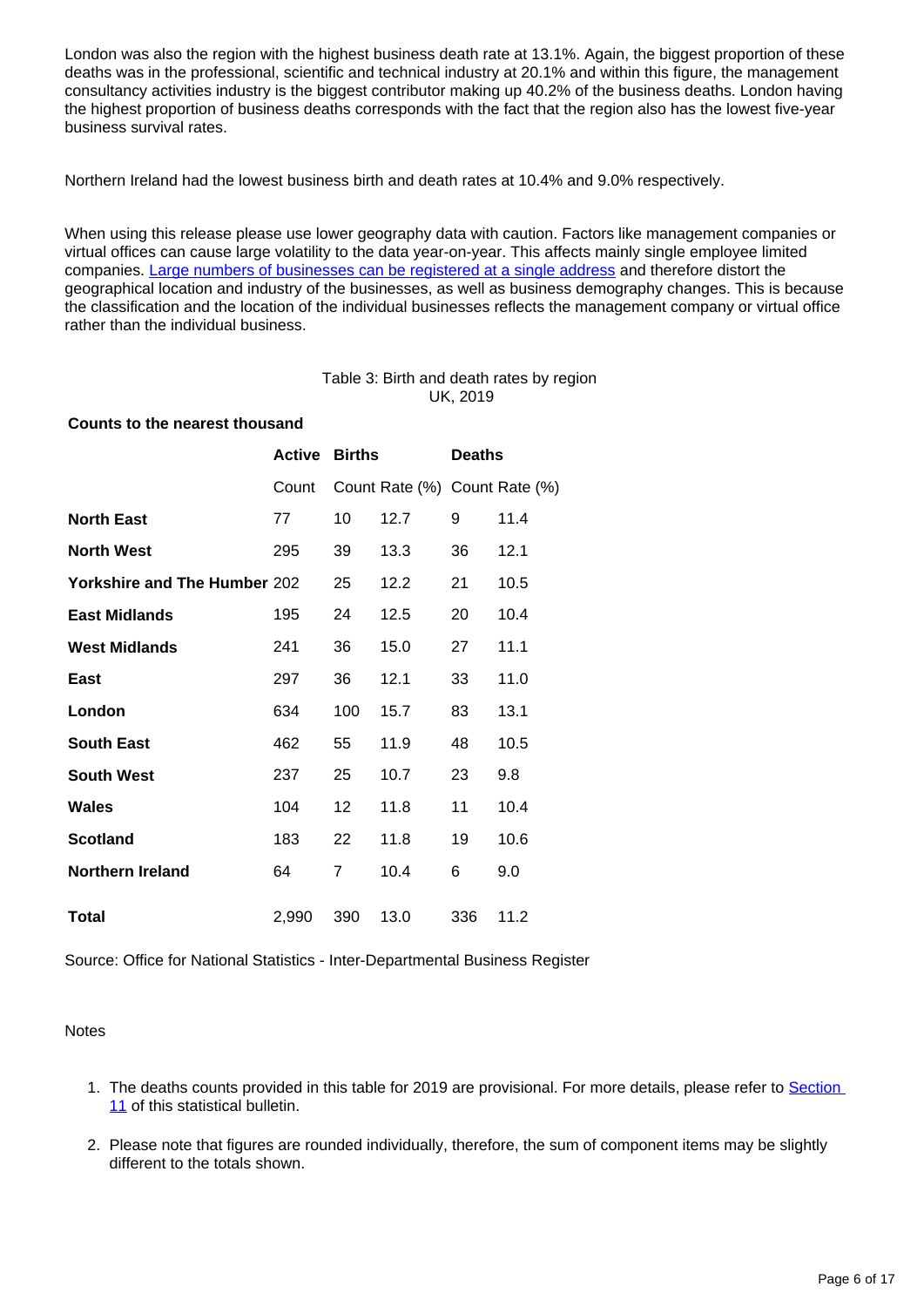London was also the region with the highest business death rate at 13.1%. Again, the biggest proportion of these deaths was in the professional, scientific and technical industry at 20.1% and within this figure, the management consultancy activities industry is the biggest contributor making up 40.2% of the business deaths. London having the highest proportion of business deaths corresponds with the fact that the region also has the lowest five-year business survival rates.

Northern Ireland had the lowest business birth and death rates at 10.4% and 9.0% respectively.

When using this release please use lower geography data with caution. Factors like management companies or virtual offices can cause large volatility to the data year-on-year. This affects mainly single employee limited companies. [Large numbers of businesses can be registered at a single address] and therefore distort the geographical location and industry of the businesses, as well as business demography changes. This is because the classification and the location of the individual businesses reflects the management company or virtual office rather than the individual business.

Table 3: Birth and death rates by region
UK, 2019

**Counts to the nearest thousand**

| | **Active** | **Births** | | **Deaths** | |
|---|---|---|---|---|---|
| | Count | Count | Rate (%) | Count | Rate (%) |
| **North East** | 77 | 10 | 12.7 | 9 | 11.4 |
| **North West** | 295 | 39 | 13.3 | 36 | 12.1 |
| **Yorkshire and The Humber** | 202 | 25 | 12.2 | 21 | 10.5 |
| **East Midlands** | 195 | 24 | 12.5 | 20 | 10.4 |
| **West Midlands** | 241 | 36 | 15.0 | 27 | 11.1 |
| **East** | 297 | 36 | 12.1 | 33 | 11.0 |
| **London** | 634 | 100 | 15.7 | 83 | 13.1 |
| **South East** | 462 | 55 | 11.9 | 48 | 10.5 |
| **South West** | 237 | 25 | 10.7 | 23 | 9.8 |
| **Wales** | 104 | 12 | 11.8 | 11 | 10.4 |
| **Scotland** | 183 | 22 | 11.8 | 19 | 10.6 |
| **Northern Ireland** | 64 | 7 | 10.4 | 6 | 9.0 |
| **Total** | 2,990 | 390 | 13.0 | 336 | 11.2 |

Source: Office for National Statistics - Inter-Departmental Business Register

Notes

1. The deaths counts provided in this table for 2019 are provisional. For more details, please refer to Section 11 of this statistical bulletin.
2. Please note that figures are rounded individually, therefore, the sum of component items may be slightly different to the totals shown.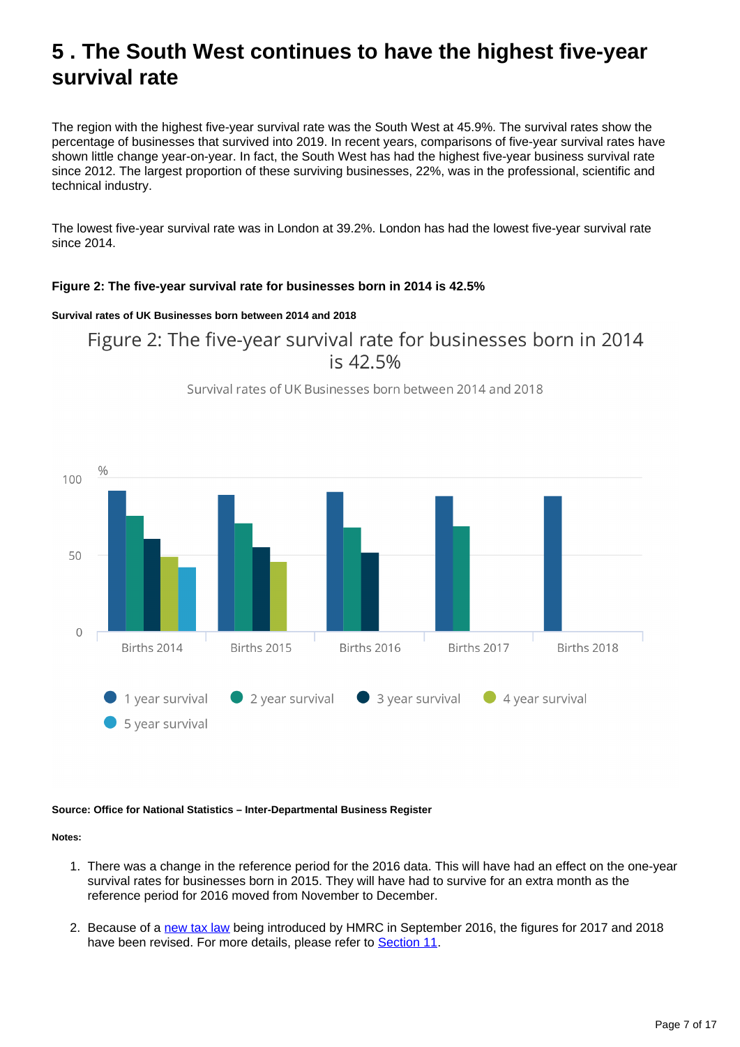# 5 . The South West continues to have the highest five-year survival rate

The region with the highest five-year survival rate was the South West at 45.9%. The survival rates show the percentage of businesses that survived into 2019. In recent years, comparisons of five-year survival rates have shown little change year-on-year. In fact, the South West has had the highest five-year business survival rate since 2012. The largest proportion of these surviving businesses, 22%, was in the professional, scientific and technical industry.

The lowest five-year survival rate was in London at 39.2%. London has had the lowest five-year survival rate since 2014.

**Figure 2: The five-year survival rate for businesses born in 2014 is 42.5%**

**Survival rates of UK Businesses born between 2014 and 2018**

Figure 2: The five-year survival rate for businesses born in 2014 is 42.5%

Survival rates of UK Businesses born between 2014 and 2018

**Source: Office for National Statistics – Inter-Departmental Business Register**

**Notes:**

1. There was a change in the reference period for the 2016 data. This will have had an effect on the one-year survival rates for businesses born in 2015. They will have had to survive for an extra month as the reference period for 2016 moved from November to December.

2. Because of a new tax law being introduced by HMRC in September 2016, the figures for 2017 and 2018 have been revised. For more details, please refer to Section 11.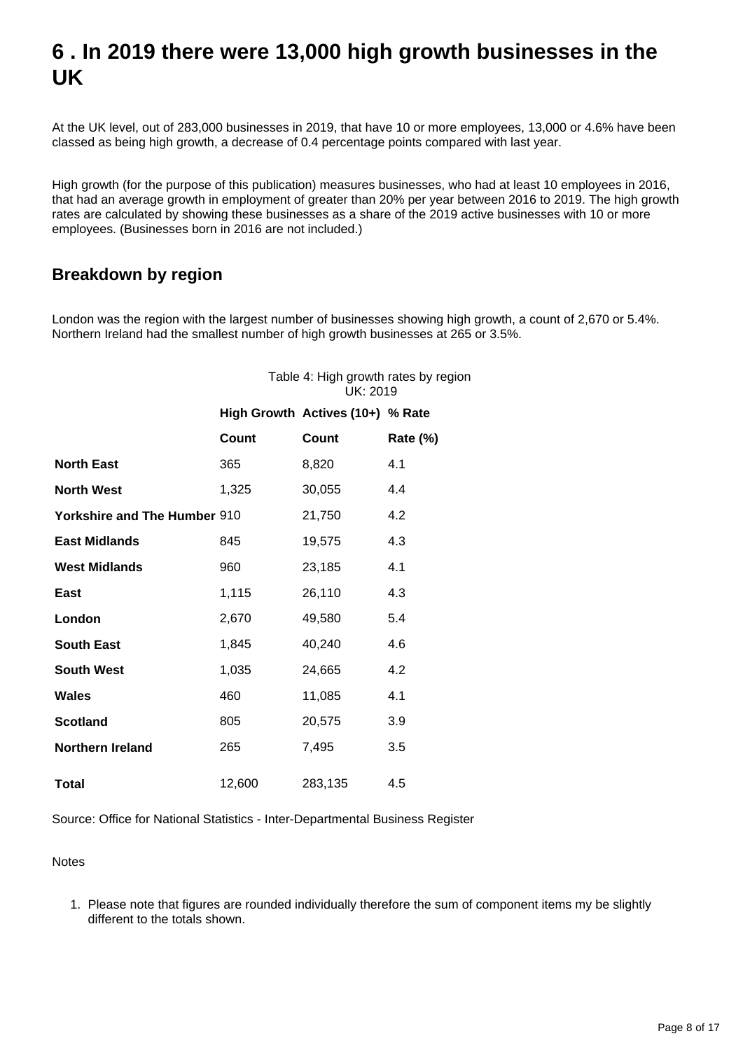# 6 . In 2019 there were 13,000 high growth businesses in the UK

At the UK level, out of 283,000 businesses in 2019, that have 10 or more employees, 13,000 or 4.6% have been classed as being high growth, a decrease of 0.4 percentage points compared with last year.

High growth (for the purpose of this publication) measures businesses, who had at least 10 employees in 2016, that had an average growth in employment of greater than 20% per year between 2016 to 2019. The high growth rates are calculated by showing these businesses as a share of the 2019 active businesses with 10 or more employees. (Businesses born in 2016 are not included.)

## Breakdown by region

London was the region with the largest number of businesses showing high growth, a count of 2,670 or 5.4%. Northern Ireland had the smallest number of high growth businesses at 265 or 3.5%.

Table 4: High growth rates by region
UK: 2019

| | High Growth | Actives (10+) | % Rate |
|---|---|---|---|
| | **Count** | **Count** | **Rate (%)** |
| **North East** | 365 | 8,820 | 4.1 |
| **North West** | 1,325 | 30,055 | 4.4 |
| **Yorkshire and The Humber** | 910 | 21,750 | 4.2 |
| **East Midlands** | 845 | 19,575 | 4.3 |
| **West Midlands** | 960 | 23,185 | 4.1 |
| **East** | 1,115 | 26,110 | 4.3 |
| **London** | 2,670 | 49,580 | 5.4 |
| **South East** | 1,845 | 40,240 | 4.6 |
| **South West** | 1,035 | 24,665 | 4.2 |
| **Wales** | 460 | 11,085 | 4.1 |
| **Scotland** | 805 | 20,575 | 3.9 |
| **Northern Ireland** | 265 | 7,495 | 3.5 |
| **Total** | 12,600 | 283,135 | 4.5 |

Source: Office for National Statistics - Inter-Departmental Business Register

Notes

1. Please note that figures are rounded individually therefore the sum of component items my be slightly different to the totals shown.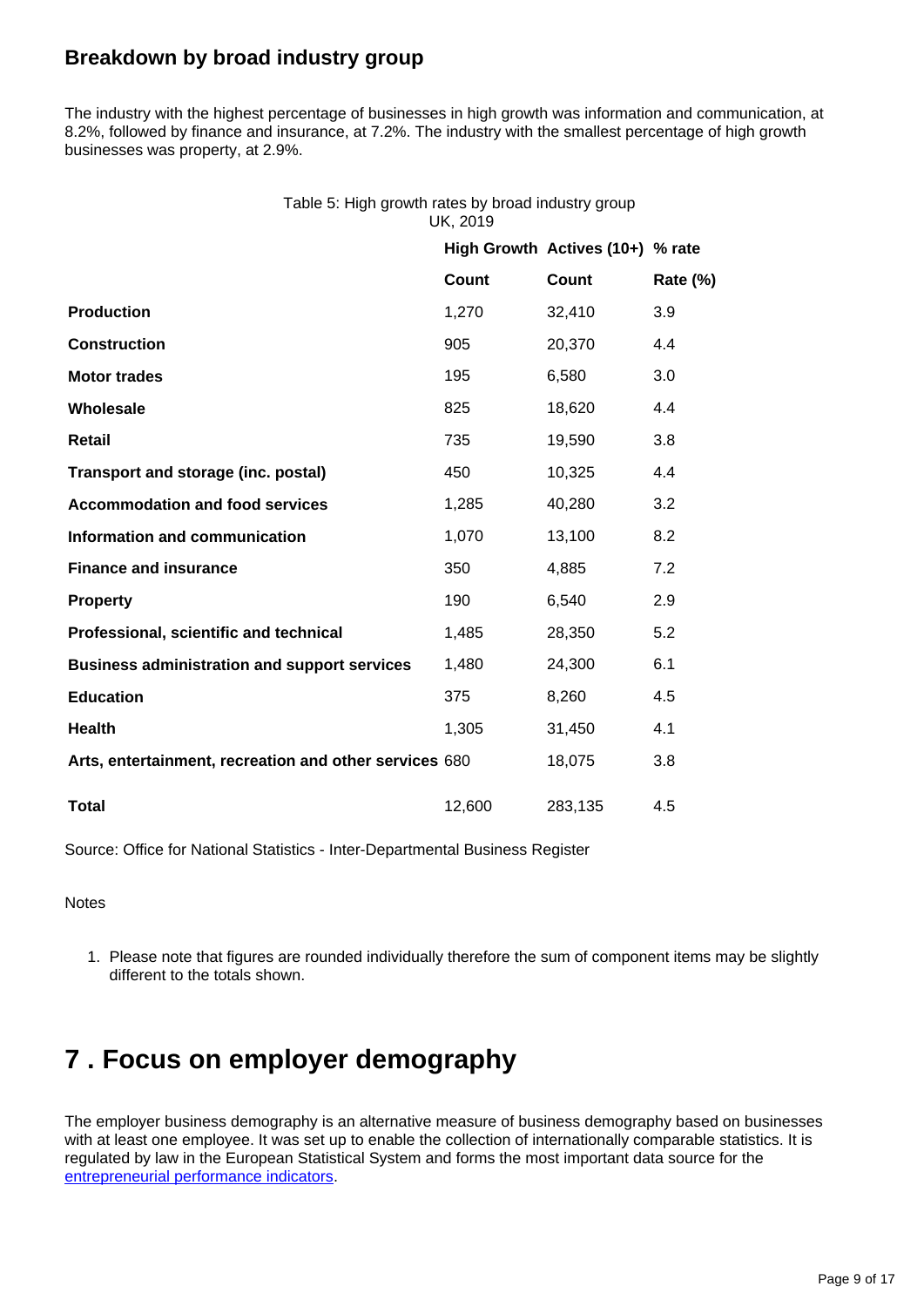## Breakdown by broad industry group

The industry with the highest percentage of businesses in high growth was information and communication, at 8.2%, followed by finance and insurance, at 7.2%. The industry with the smallest percentage of high growth businesses was property, at 2.9%.

Table 5: High growth rates by broad industry group
UK, 2019

| | High Growth | Actives (10+) | % rate |
|---|---|---|---|
| | **Count** | **Count** | **Rate (%)** |
| **Production** | 1,270 | 32,410 | 3.9 |
| **Construction** | 905 | 20,370 | 4.4 |
| **Motor trades** | 195 | 6,580 | 3.0 |
| **Wholesale** | 825 | 18,620 | 4.4 |
| **Retail** | 735 | 19,590 | 3.8 |
| **Transport and storage (inc. postal)** | 450 | 10,325 | 4.4 |
| **Accommodation and food services** | 1,285 | 40,280 | 3.2 |
| **Information and communication** | 1,070 | 13,100 | 8.2 |
| **Finance and insurance** | 350 | 4,885 | 7.2 |
| **Property** | 190 | 6,540 | 2.9 |
| **Professional, scientific and technical** | 1,485 | 28,350 | 5.2 |
| **Business administration and support services** | 1,480 | 24,300 | 6.1 |
| **Education** | 375 | 8,260 | 4.5 |
| **Health** | 1,305 | 31,450 | 4.1 |
| **Arts, entertainment, recreation and other services** | 680 | 18,075 | 3.8 |
| **Total** | 12,600 | 283,135 | 4.5 |

Source: Office for National Statistics - Inter-Departmental Business Register

Notes

1. Please note that figures are rounded individually therefore the sum of component items may be slightly different to the totals shown.

# 7 . Focus on employer demography

The employer business demography is an alternative measure of business demography based on businesses with at least one employee. It was set up to enable the collection of internationally comparable statistics. It is regulated by law in the European Statistical System and forms the most important data source for the entrepreneurial performance indicators.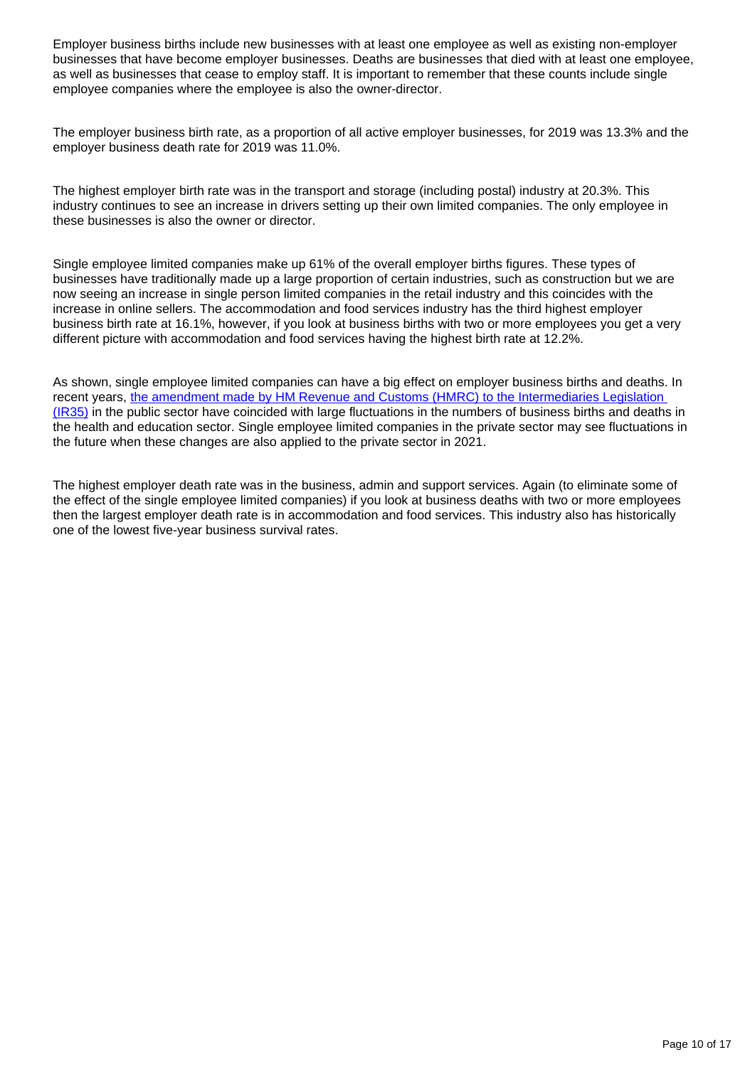Employer business births include new businesses with at least one employee as well as existing non-employer businesses that have become employer businesses. Deaths are businesses that died with at least one employee, as well as businesses that cease to employ staff. It is important to remember that these counts include single employee companies where the employee is also the owner-director.

The employer business birth rate, as a proportion of all active employer businesses, for 2019 was 13.3% and the employer business death rate for 2019 was 11.0%.

The highest employer birth rate was in the transport and storage (including postal) industry at 20.3%. This industry continues to see an increase in drivers setting up their own limited companies. The only employee in these businesses is also the owner or director.

Single employee limited companies make up 61% of the overall employer births figures. These types of businesses have traditionally made up a large proportion of certain industries, such as construction but we are now seeing an increase in single person limited companies in the retail industry and this coincides with the increase in online sellers. The accommodation and food services industry has the third highest employer business birth rate at 16.1%, however, if you look at business births with two or more employees you get a very different picture with accommodation and food services having the highest birth rate at 12.2%.

As shown, single employee limited companies can have a big effect on employer business births and deaths. In recent years, [the amendment made by HM Revenue and Customs (HMRC) to the Intermediaries Legislation (IR35)] in the public sector have coincided with large fluctuations in the numbers of business births and deaths in the health and education sector. Single employee limited companies in the private sector may see fluctuations in the future when these changes are also applied to the private sector in 2021.

The highest employer death rate was in the business, admin and support services. Again (to eliminate some of the effect of the single employee limited companies) if you look at business deaths with two or more employees then the largest employer death rate is in accommodation and food services. This industry also has historically one of the lowest five-year business survival rates.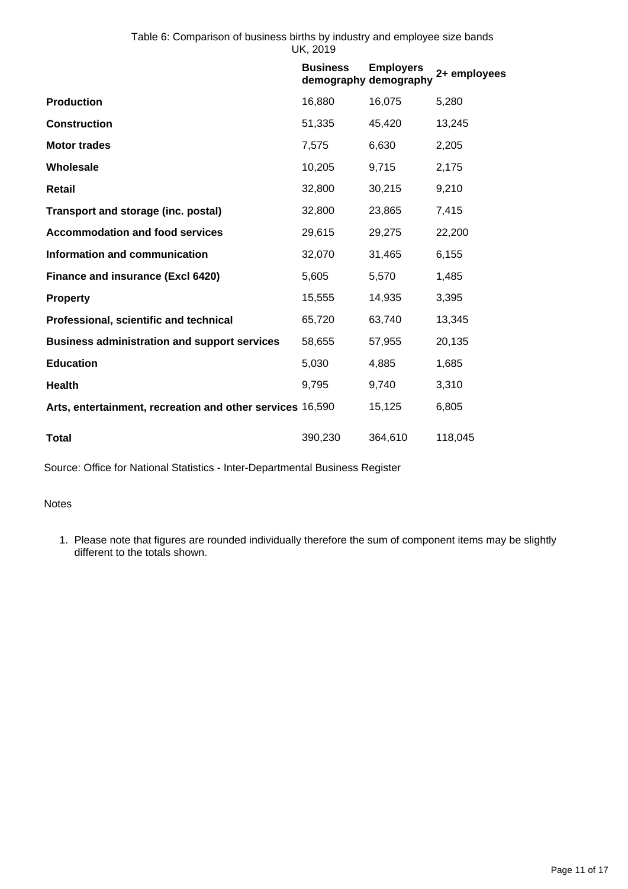Table 6: Comparison of business births by industry and employee size bands
UK, 2019

| | Business demography | Employers demography | 2+ employees |
|---|---|---|---|
| **Production** | 16,880 | 16,075 | 5,280 |
| **Construction** | 51,335 | 45,420 | 13,245 |
| **Motor trades** | 7,575 | 6,630 | 2,205 |
| **Wholesale** | 10,205 | 9,715 | 2,175 |
| **Retail** | 32,800 | 30,215 | 9,210 |
| **Transport and storage (inc. postal)** | 32,800 | 23,865 | 7,415 |
| **Accommodation and food services** | 29,615 | 29,275 | 22,200 |
| **Information and communication** | 32,070 | 31,465 | 6,155 |
| **Finance and insurance (Excl 6420)** | 5,605 | 5,570 | 1,485 |
| **Property** | 15,555 | 14,935 | 3,395 |
| **Professional, scientific and technical** | 65,720 | 63,740 | 13,345 |
| **Business administration and support services** | 58,655 | 57,955 | 20,135 |
| **Education** | 5,030 | 4,885 | 1,685 |
| **Health** | 9,795 | 9,740 | 3,310 |
| **Arts, entertainment, recreation and other services** | 16,590 | 15,125 | 6,805 |
| **Total** | 390,230 | 364,610 | 118,045 |

Source: Office for National Statistics - Inter-Departmental Business Register

Notes

1. Please note that figures are rounded individually therefore the sum of component items may be slightly different to the totals shown.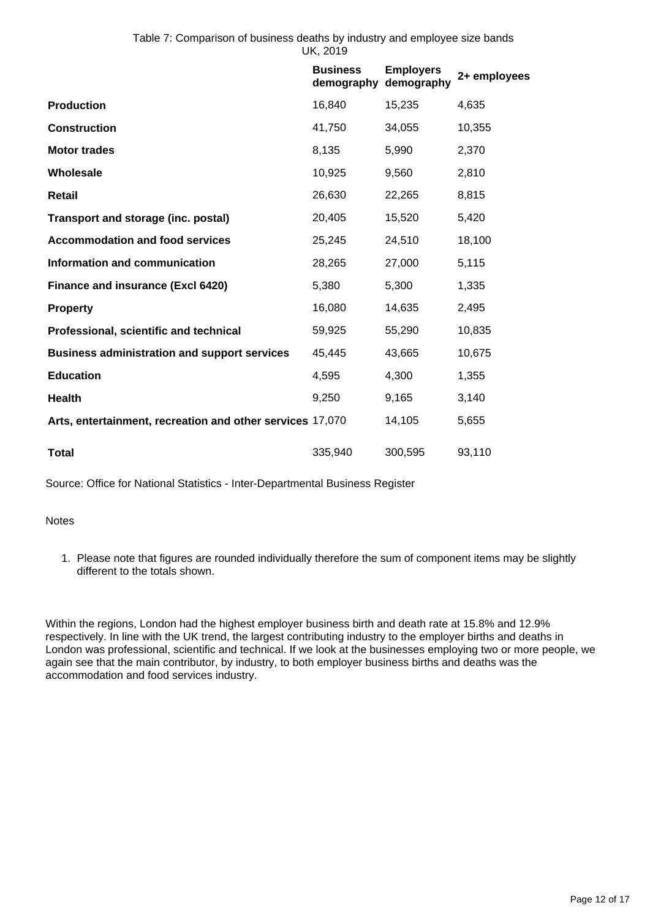Table 7: Comparison of business deaths by industry and employee size bands
UK, 2019

| | Business demography | Employers demography | 2+ employees |
|---|---|---|---|
| **Production** | 16,840 | 15,235 | 4,635 |
| **Construction** | 41,750 | 34,055 | 10,355 |
| **Motor trades** | 8,135 | 5,990 | 2,370 |
| **Wholesale** | 10,925 | 9,560 | 2,810 |
| **Retail** | 26,630 | 22,265 | 8,815 |
| **Transport and storage (inc. postal)** | 20,405 | 15,520 | 5,420 |
| **Accommodation and food services** | 25,245 | 24,510 | 18,100 |
| **Information and communication** | 28,265 | 27,000 | 5,115 |
| **Finance and insurance (Excl 6420)** | 5,380 | 5,300 | 1,335 |
| **Property** | 16,080 | 14,635 | 2,495 |
| **Professional, scientific and technical** | 59,925 | 55,290 | 10,835 |
| **Business administration and support services** | 45,445 | 43,665 | 10,675 |
| **Education** | 4,595 | 4,300 | 1,355 |
| **Health** | 9,250 | 9,165 | 3,140 |
| **Arts, entertainment, recreation and other services** | 17,070 | 14,105 | 5,655 |
| **Total** | 335,940 | 300,595 | 93,110 |

Source: Office for National Statistics - Inter-Departmental Business Register

Notes

1. Please note that figures are rounded individually therefore the sum of component items may be slightly different to the totals shown.

Within the regions, London had the highest employer business birth and death rate at 15.8% and 12.9% respectively. In line with the UK trend, the largest contributing industry to the employer births and deaths in London was professional, scientific and technical. If we look at the businesses employing two or more people, we again see that the main contributor, by industry, to both employer business births and deaths was the accommodation and food services industry.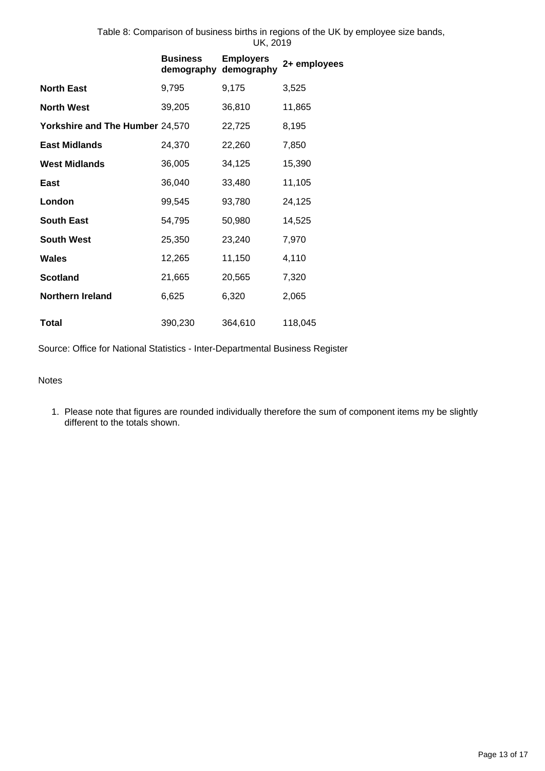Table 8: Comparison of business births in regions of the UK by employee size bands, UK, 2019

| | Business demography | Employers demography | 2+ employees |
|---|---|---|---|
| **North East** | 9,795 | 9,175 | 3,525 |
| **North West** | 39,205 | 36,810 | 11,865 |
| **Yorkshire and The Humber** | 24,570 | 22,725 | 8,195 |
| **East Midlands** | 24,370 | 22,260 | 7,850 |
| **West Midlands** | 36,005 | 34,125 | 15,390 |
| **East** | 36,040 | 33,480 | 11,105 |
| **London** | 99,545 | 93,780 | 24,125 |
| **South East** | 54,795 | 50,980 | 14,525 |
| **South West** | 25,350 | 23,240 | 7,970 |
| **Wales** | 12,265 | 11,150 | 4,110 |
| **Scotland** | 21,665 | 20,565 | 7,320 |
| **Northern Ireland** | 6,625 | 6,320 | 2,065 |
| **Total** | 390,230 | 364,610 | 118,045 |

Source: Office for National Statistics - Inter-Departmental Business Register

Notes

1. Please note that figures are rounded individually therefore the sum of component items my be slightly different to the totals shown.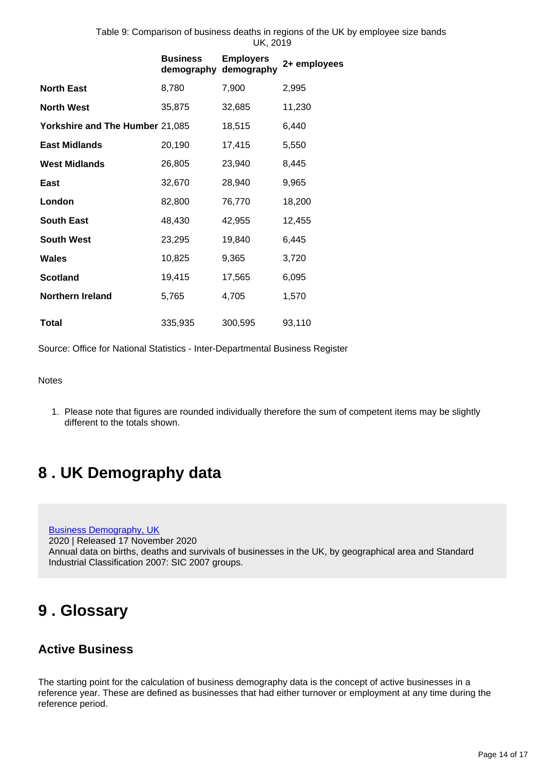Table 9: Comparison of business deaths in regions of the UK by employee size bands
UK, 2019

| | Business demography | Employers demography | 2+ employees |
|---|---|---|---|
| **North East** | 8,780 | 7,900 | 2,995 |
| **North West** | 35,875 | 32,685 | 11,230 |
| **Yorkshire and The Humber** | 21,085 | 18,515 | 6,440 |
| **East Midlands** | 20,190 | 17,415 | 5,550 |
| **West Midlands** | 26,805 | 23,940 | 8,445 |
| **East** | 32,670 | 28,940 | 9,965 |
| **London** | 82,800 | 76,770 | 18,200 |
| **South East** | 48,430 | 42,955 | 12,455 |
| **South West** | 23,295 | 19,840 | 6,445 |
| **Wales** | 10,825 | 9,365 | 3,720 |
| **Scotland** | 19,415 | 17,565 | 6,095 |
| **Northern Ireland** | 5,765 | 4,705 | 1,570 |
| **Total** | 335,935 | 300,595 | 93,110 |

Source: Office for National Statistics - Inter-Departmental Business Register

Notes

1. Please note that figures are rounded individually therefore the sum of competent items may be slightly different to the totals shown.

# 8 . UK Demography data

Business Demography, UK
2020 | Released 17 November 2020
Annual data on births, deaths and survivals of businesses in the UK, by geographical area and Standard Industrial Classification 2007: SIC 2007 groups.

# 9 . Glossary

## Active Business

The starting point for the calculation of business demography data is the concept of active businesses in a reference year. These are defined as businesses that had either turnover or employment at any time during the reference period.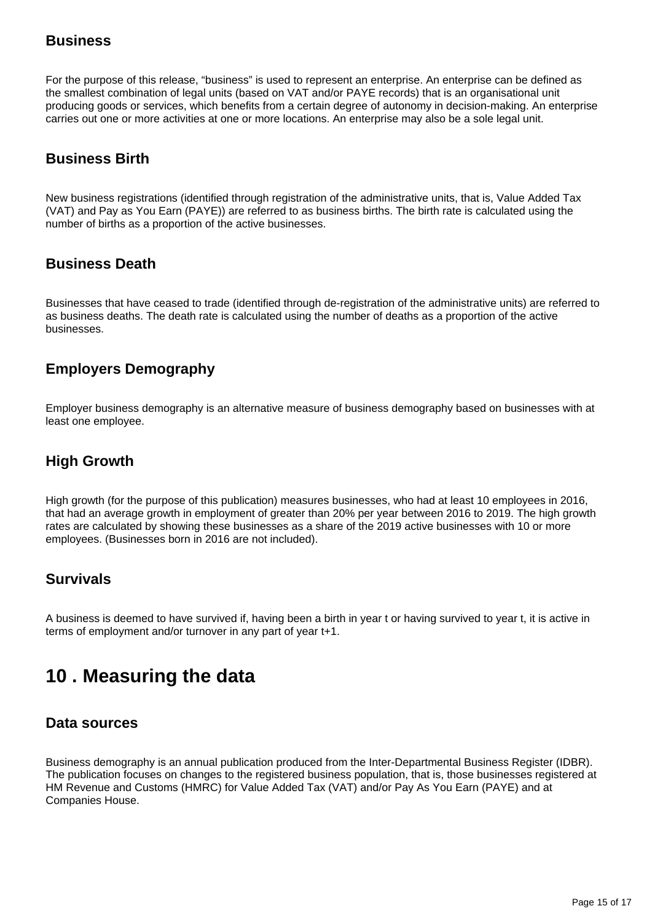### Business

For the purpose of this release, “business” is used to represent an enterprise. An enterprise can be defined as the smallest combination of legal units (based on VAT and/or PAYE records) that is an organisational unit producing goods or services, which benefits from a certain degree of autonomy in decision-making. An enterprise carries out one or more activities at one or more locations. An enterprise may also be a sole legal unit.

### Business Birth

New business registrations (identified through registration of the administrative units, that is, Value Added Tax (VAT) and Pay as You Earn (PAYE)) are referred to as business births. The birth rate is calculated using the number of births as a proportion of the active businesses.

### Business Death

Businesses that have ceased to trade (identified through de-registration of the administrative units) are referred to as business deaths. The death rate is calculated using the number of deaths as a proportion of the active businesses.

### Employers Demography

Employer business demography is an alternative measure of business demography based on businesses with at least one employee.

### High Growth

High growth (for the purpose of this publication) measures businesses, who had at least 10 employees in 2016, that had an average growth in employment of greater than 20% per year between 2016 to 2019. The high growth rates are calculated by showing these businesses as a share of the 2019 active businesses with 10 or more employees. (Businesses born in 2016 are not included).

### Survivals

A business is deemed to have survived if, having been a birth in year t or having survived to year t, it is active in terms of employment and/or turnover in any part of year t+1.

## 10 . Measuring the data

### Data sources

Business demography is an annual publication produced from the Inter-Departmental Business Register (IDBR). The publication focuses on changes to the registered business population, that is, those businesses registered at HM Revenue and Customs (HMRC) for Value Added Tax (VAT) and/or Pay As You Earn (PAYE) and at Companies House.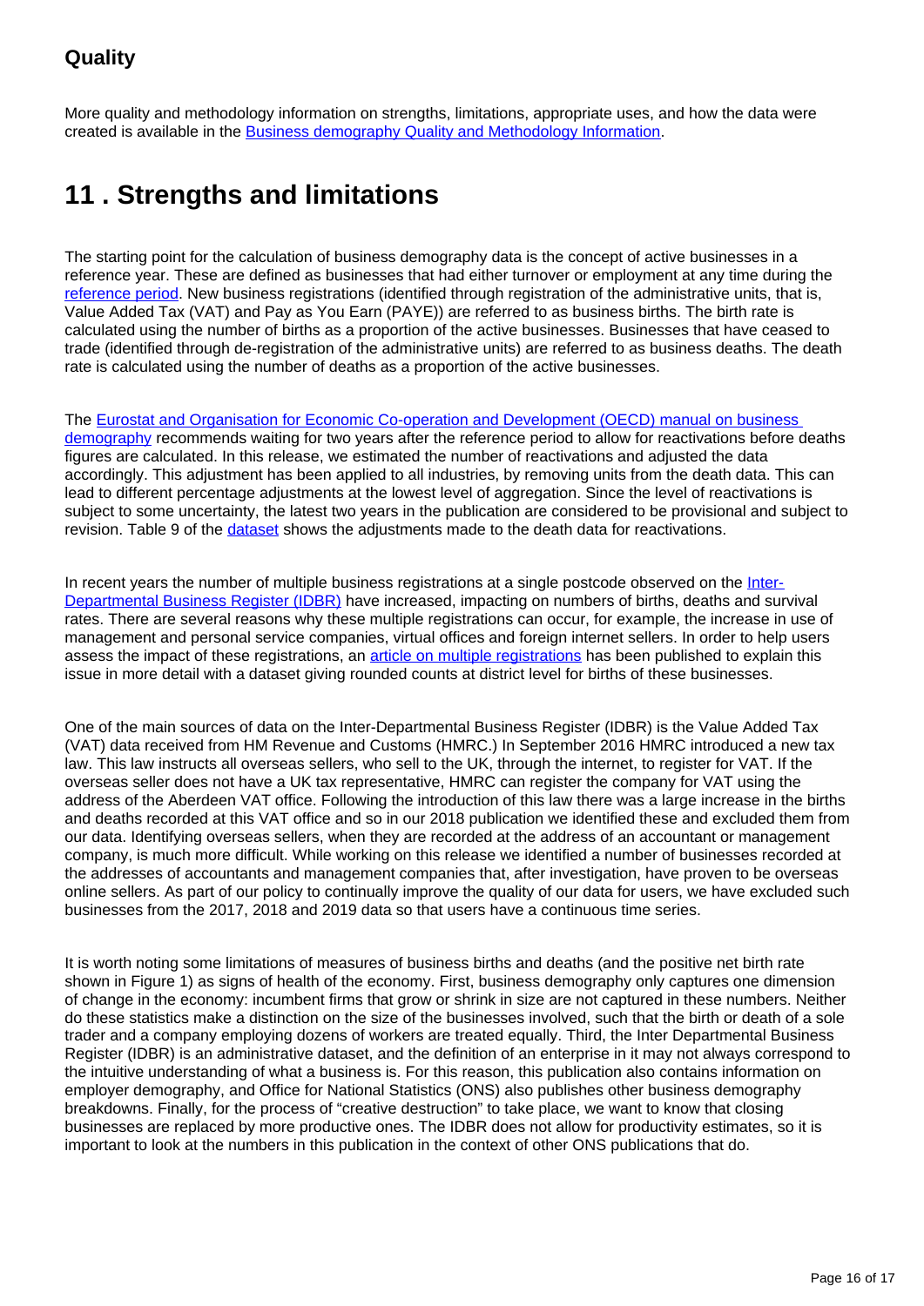### Quality

More quality and methodology information on strengths, limitations, appropriate uses, and how the data were created is available in the [Business demography Quality and Methodology Information](#).

## 11 . Strengths and limitations

The starting point for the calculation of business demography data is the concept of active businesses in a reference year. These are defined as businesses that had either turnover or employment at any time during the [reference period](#). New business registrations (identified through registration of the administrative units, that is, Value Added Tax (VAT) and Pay as You Earn (PAYE)) are referred to as business births. The birth rate is calculated using the number of births as a proportion of the active businesses. Businesses that have ceased to trade (identified through de-registration of the administrative units) are referred to as business deaths. The death rate is calculated using the number of deaths as a proportion of the active businesses.

The [Eurostat and Organisation for Economic Co-operation and Development (OECD) manual on business demography](#) recommends waiting for two years after the reference period to allow for reactivations before deaths figures are calculated. In this release, we estimated the number of reactivations and adjusted the data accordingly. This adjustment has been applied to all industries, by removing units from the death data. This can lead to different percentage adjustments at the lowest level of aggregation. Since the level of reactivations is subject to some uncertainty, the latest two years in the publication are considered to be provisional and subject to revision. Table 9 of the [dataset](#) shows the adjustments made to the death data for reactivations.

In recent years the number of multiple business registrations at a single postcode observed on the [Inter-Departmental Business Register (IDBR)](#) have increased, impacting on numbers of births, deaths and survival rates. There are several reasons why these multiple registrations can occur, for example, the increase in use of management and personal service companies, virtual offices and foreign internet sellers. In order to help users assess the impact of these registrations, an [article on multiple registrations](#) has been published to explain this issue in more detail with a dataset giving rounded counts at district level for births of these businesses.

One of the main sources of data on the Inter-Departmental Business Register (IDBR) is the Value Added Tax (VAT) data received from HM Revenue and Customs (HMRC.) In September 2016 HMRC introduced a new tax law. This law instructs all overseas sellers, who sell to the UK, through the internet, to register for VAT. If the overseas seller does not have a UK tax representative, HMRC can register the company for VAT using the address of the Aberdeen VAT office. Following the introduction of this law there was a large increase in the births and deaths recorded at this VAT office and so in our 2018 publication we identified these and excluded them from our data. Identifying overseas sellers, when they are recorded at the address of an accountant or management company, is much more difficult. While working on this release we identified a number of businesses recorded at the addresses of accountants and management companies that, after investigation, have proven to be overseas online sellers. As part of our policy to continually improve the quality of our data for users, we have excluded such businesses from the 2017, 2018 and 2019 data so that users have a continuous time series.

It is worth noting some limitations of measures of business births and deaths (and the positive net birth rate shown in Figure 1) as signs of health of the economy. First, business demography only captures one dimension of change in the economy: incumbent firms that grow or shrink in size are not captured in these numbers. Neither do these statistics make a distinction on the size of the businesses involved, such that the birth or death of a sole trader and a company employing dozens of workers are treated equally. Third, the Inter Departmental Business Register (IDBR) is an administrative dataset, and the definition of an enterprise in it may not always correspond to the intuitive understanding of what a business is. For this reason, this publication also contains information on employer demography, and Office for National Statistics (ONS) also publishes other business demography breakdowns. Finally, for the process of "creative destruction" to take place, we want to know that closing businesses are replaced by more productive ones. The IDBR does not allow for productivity estimates, so it is important to look at the numbers in this publication in the context of other ONS publications that do.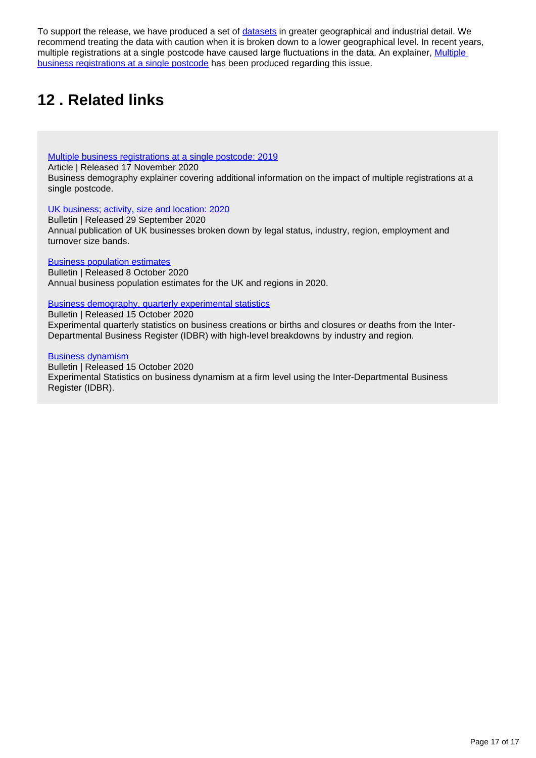To support the release, we have produced a set of datasets in greater geographical and industrial detail. We recommend treating the data with caution when it is broken down to a lower geographical level. In recent years, multiple registrations at a single postcode have caused large fluctuations in the data. An explainer, Multiple business registrations at a single postcode has been produced regarding this issue.

## 12 . Related links

Multiple business registrations at a single postcode: 2019
Article | Released 17 November 2020
Business demography explainer covering additional information on the impact of multiple registrations at a single postcode.

UK business; activity, size and location: 2020
Bulletin | Released 29 September 2020
Annual publication of UK businesses broken down by legal status, industry, region, employment and turnover size bands.

Business population estimates
Bulletin | Released 8 October 2020
Annual business population estimates for the UK and regions in 2020.

Business demography, quarterly experimental statistics
Bulletin | Released 15 October 2020
Experimental quarterly statistics on business creations or births and closures or deaths from the Inter-Departmental Business Register (IDBR) with high-level breakdowns by industry and region.

Business dynamism
Bulletin | Released 15 October 2020
Experimental Statistics on business dynamism at a firm level using the Inter-Departmental Business Register (IDBR).